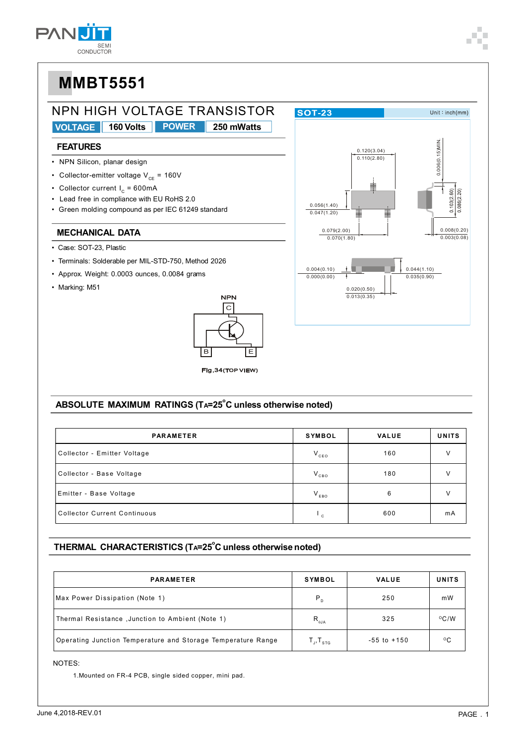# MMBT5551

## NPN HIGH VOLTAGE TRANSISTOR

**VOLTAGE** 160 Volts **POWER** 250 mWatts

### FEATURES

- NPN Silicon, planar design
- Collector-emitter voltage $V_{CE}$ = 160V
- Collector current $I_C$ = 600mA
- Lead free in compliance with EU RoHS 2.0
- Green molding compound as per IEC 61249 standard

### MECHANICAL DATA

- Case: SOT-23, Plastic
- Terminals: Solderable per MIL-STD-750, Method 2026
- Approx. Weight: 0.0003 ounces, 0.0084 grams
- Marking: M51

SOT-23 Unit : inch(mm)

0.120(3.04) 0.110(2.80)
0.006(0.15)MIN.
0.056(1.40) 0.047(1.20)
0.103(2.60) 0.086(2.20)
0.079(2.00) 0.070(1.80)
0.008(0.20) 0.003(0.08)
0.004(0.10) 0.000(0.00)
0.044(1.10) 0.035(0.90)
0.020(0.50) 0.013(0.35)

NPN

C B E

Fig.34(TOP VIEW)

## ABSOLUTE MAXIMUM RATINGS ($T_A$=25°C unless otherwise noted)

| PARAMETER | SYMBOL | VALUE | UNITS |
|---|---|---|---|
| Collector - Emitter Voltage | $V_{CEO}$ | 160 | V |
| Collector - Base Voltage | $V_{CBO}$ | 180 | V |
| Emitter - Base Voltage | $V_{EBO}$ | 6 | V |
| Collector Current Continuous | $I_C$ | 600 | mA |

## THERMAL CHARACTERISTICS ($T_A$=25°C unless otherwise noted)

| PARAMETER | SYMBOL | VALUE | UNITS |
|---|---|---|---|
| Max Power Dissipation (Note 1) | $P_D$ | 250 | mW |
| Thermal Resistance ,Junction to Ambient (Note 1) | $R_{\theta JA}$ | 325 | °C/W |
| Operating Junction Temperature and Storage Temperature Range | $T_J$,$T_{STG}$ | -55 to +150 | °C |

NOTES:

1.Mounted on FR-4 PCB, single sided copper, mini pad.

June 4,2018-REV.01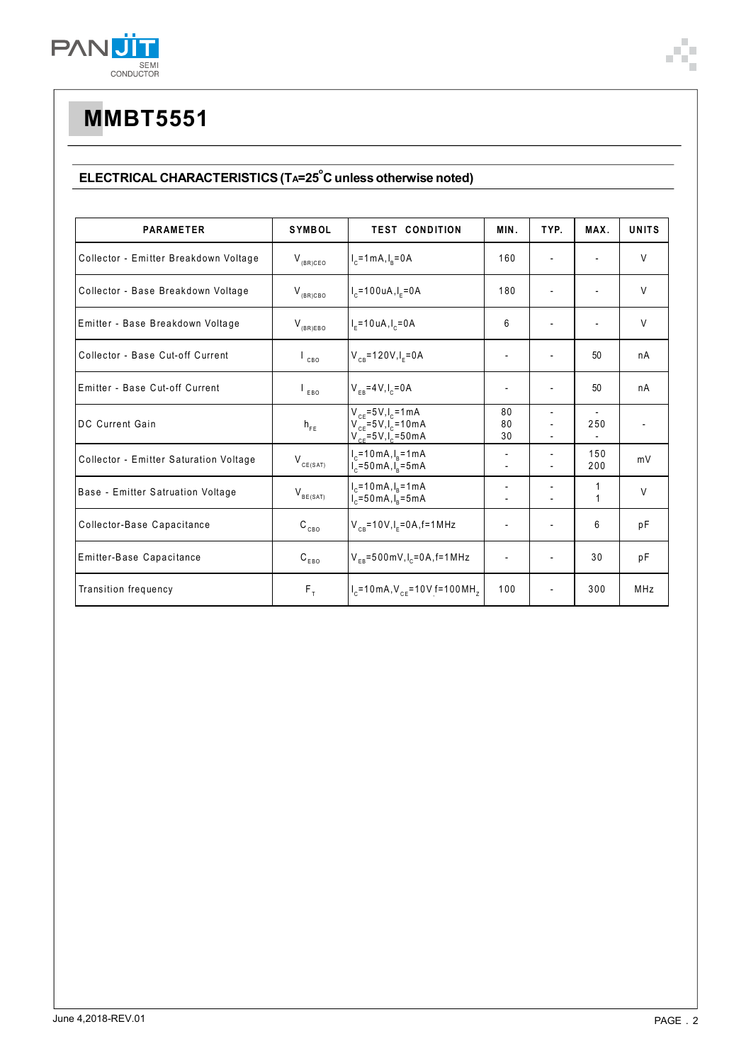# MMBT5551

## ELECTRICAL CHARACTERISTICS ($T_A$=25°C unless otherwise noted)

| PARAMETER | SYMBOL | TEST CONDITION | MIN. | TYP. | MAX. | UNITS |
|---|---|---|---|---|---|---|
| Collector - Emitter Breakdown Voltage | $V_{(BR)CEO}$ | $I_C$=1mA, $I_B$=0A | 160 | - | - | V |
| Collector - Base Breakdown Voltage | $V_{(BR)CBO}$ | $I_C$=100uA, $I_E$=0A | 180 | - | - | V |
| Emitter - Base Breakdown Voltage | $V_{(BR)EBO}$ | $I_E$=10uA, $I_C$=0A | 6 | - | - | V |
| Collector - Base Cut-off Current | $I_{CBO}$ | $V_{CB}$=120V, $I_E$=0A | - | - | 50 | nA |
| Emitter - Base Cut-off Current | $I_{EBO}$ | $V_{EB}$=4V, $I_C$=0A | - | - | 50 | nA |
| DC Current Gain | $h_{FE}$ | $V_{CE}$=5V, $I_C$=1mA<br>$V_{CE}$=5V, $I_C$=10mA<br>$V_{CE}$=5V, $I_C$=50mA | 80<br>80<br>30 | -<br>-<br>- | -<br>250<br>- | - |
| Collector - Emitter Saturation Voltage | $V_{CE(SAT)}$ | $I_C$=10mA, $I_B$=1mA<br>$I_C$=50mA, $I_B$=5mA | -<br>- | -<br>- | 150<br>200 | mV |
| Base - Emitter Satruation Voltage | $V_{BE(SAT)}$ | $I_C$=10mA, $I_B$=1mA<br>$I_C$=50mA, $I_B$=5mA | -<br>- | -<br>- | 1<br>1 | V |
| Collector-Base Capacitance | $C_{CBO}$ | $V_{CB}$=10V, $I_E$=0A, f=1MHz | - | - | 6 | pF |
| Emitter-Base Capacitance | $C_{EBO}$ | $V_{EB}$=500mV, $I_C$=0A, f=1MHz | - | - | 30 | pF |
| Transition frequency | $F_T$ | $I_C$=10mA, $V_{CE}$=10V f=100MHz | 100 | - | 300 | MHz |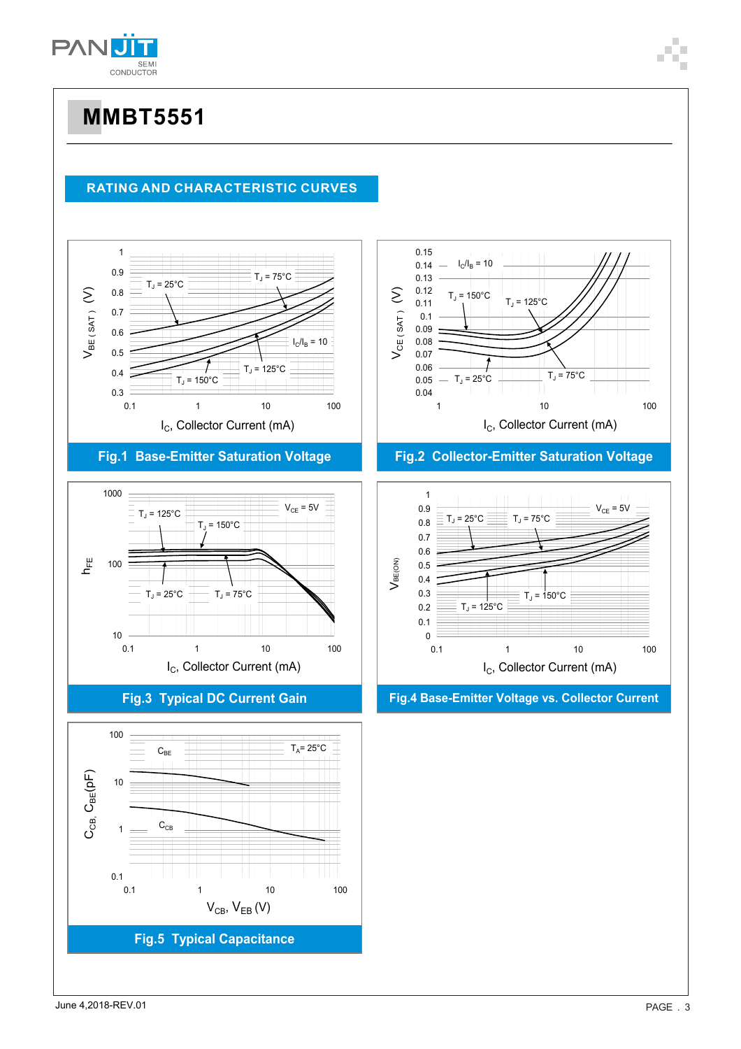# MMBT5551

## RATING AND CHARACTERISTIC CURVES

$T_J$ = 25°C, $T_J$ = 75°C, $I_C/I_B$ = 10, $T_J$ = 125°C, $T_J$ = 150°C

$V_{BE(SAT)}$ (V) vs. $I_C$, Collector Current (mA)

**Fig.1 Base-Emitter Saturation Voltage**

$I_C/I_B$ = 10, $T_J$ = 150°C, $T_J$ = 125°C, $T_J$ = 25°C, $T_J$ = 75°C

$V_{CE(SAT)}$ (V) vs. $I_C$, Collector Current (mA)

**Fig.2 Collector-Emitter Saturation Voltage**

$T_J$ = 125°C, $T_J$ = 150°C, $V_{CE}$ = 5V, $T_J$ = 25°C, $T_J$ = 75°C

$h_{FE}$ vs. $I_C$, Collector Current (mA)

**Fig.3 Typical DC Current Gain**

$T_J$ = 25°C, $T_J$ = 75°C, $V_{CE}$ = 5V, $T_J$ = 125°C, $T_J$ = 150°C

$V_{BE(ON)}$ vs. $I_C$, Collector Current (mA)

**Fig.4 Base-Emitter Voltage vs. Collector Current**

$C_{BE}$, $T_A$= 25°C, $C_{CB}$

$C_{CB}$, $C_{BE}$(pF) vs. $V_{CB}$, $V_{EB}$ (V)

**Fig.5 Typical Capacitance**

June 4,2018-REV.01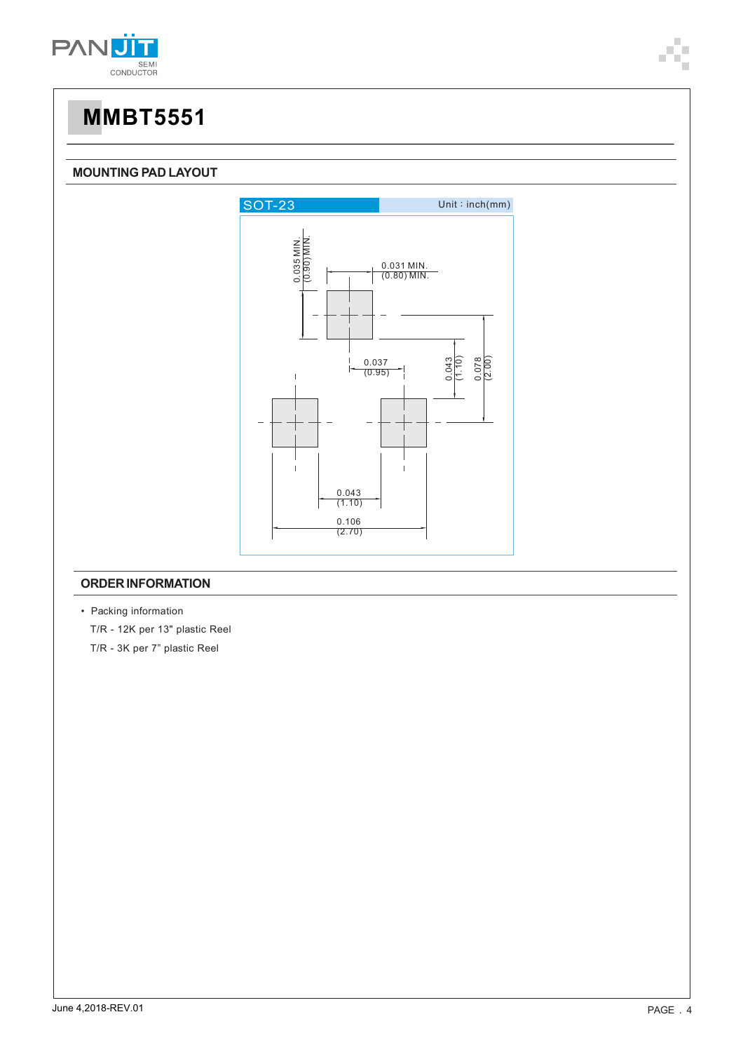# MMBT5551

## MOUNTING PAD LAYOUT

SOT-23 Unit : inch(mm)

0.035 MIN. (0.90) MIN.

0.031 MIN. (0.80) MIN.

0.037 (0.95)

0.043 (1.10)

0.078 (2.00)

0.043 (1.10)

0.106 (2.70)

## ORDER INFORMATION

- Packing information

  T/R - 12K per 13" plastic Reel

  T/R - 3K per 7" plastic Reel

June 4,2018-REV.01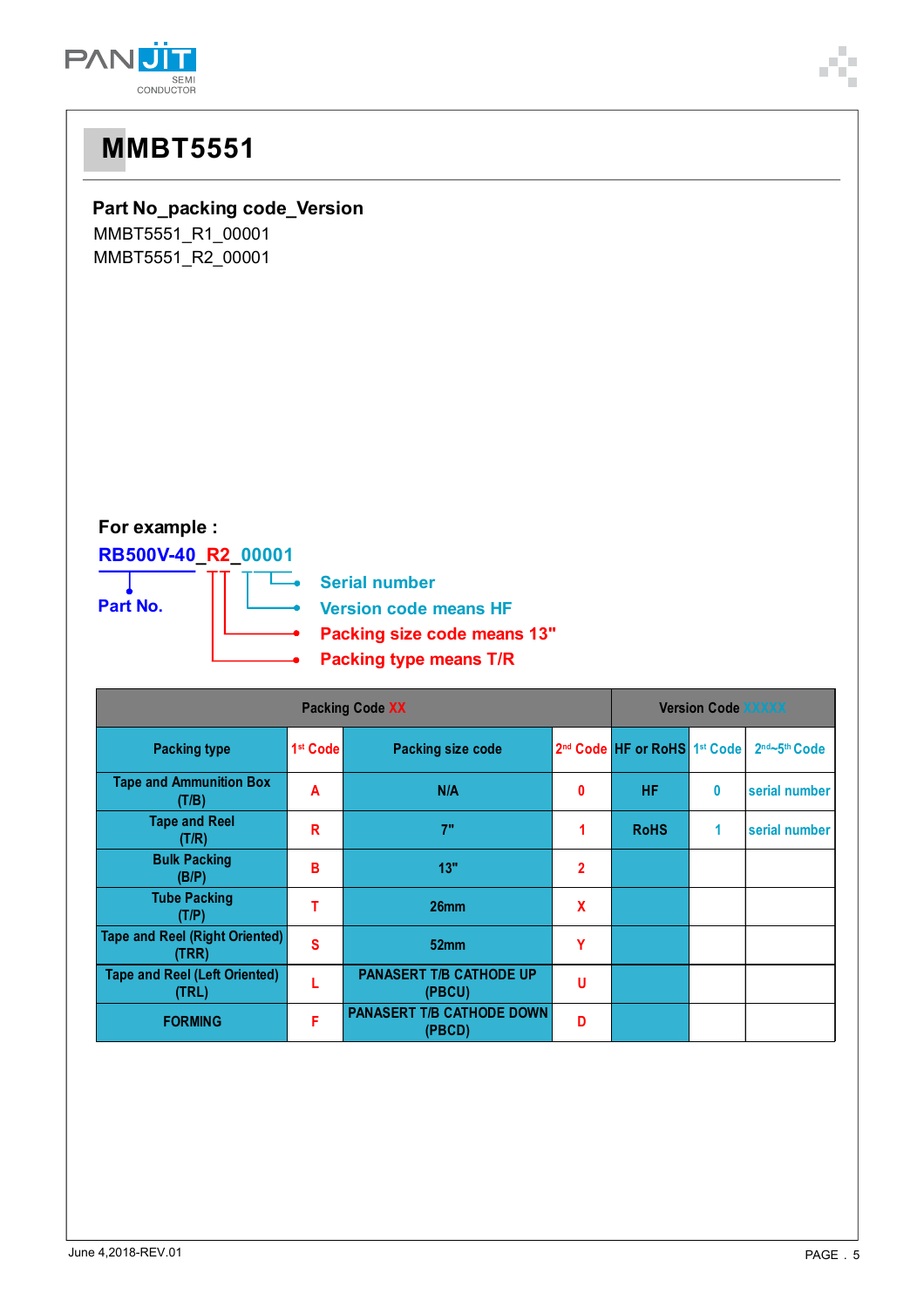# MMBT5551

**Part No_packing code_Version**

MMBT5551_R1_00001
MMBT5551_R2_00001

**For example :**

**RB500V-40_R2_00001**

- **Part No.**
- **Serial number**
- **Version code means HF**
- **Packing size code means 13"**
- **Packing type means T/R**

| Packing Code XX | | | | Version Code XXXXX | | |
|---|---|---|---|---|---|---|
| Packing type | 1st Code | Packing size code | 2nd Code | HF or RoHS | 1st Code | 2nd~5th Code |
| Tape and Ammunition Box (T/B) | A | N/A | 0 | HF | 0 | serial number |
| Tape and Reel (T/R) | R | 7" | 1 | RoHS | 1 | serial number |
| Bulk Packing (B/P) | B | 13" | 2 | | | |
| Tube Packing (T/P) | T | 26mm | X | | | |
| Tape and Reel (Right Oriented) (TRR) | S | 52mm | Y | | | |
| Tape and Reel (Left Oriented) (TRL) | L | PANASERT T/B CATHODE UP (PBCU) | U | | | |
| FORMING | F | PANASERT T/B CATHODE DOWN (PBCD) | D | | | |

June 4,2018-REV.01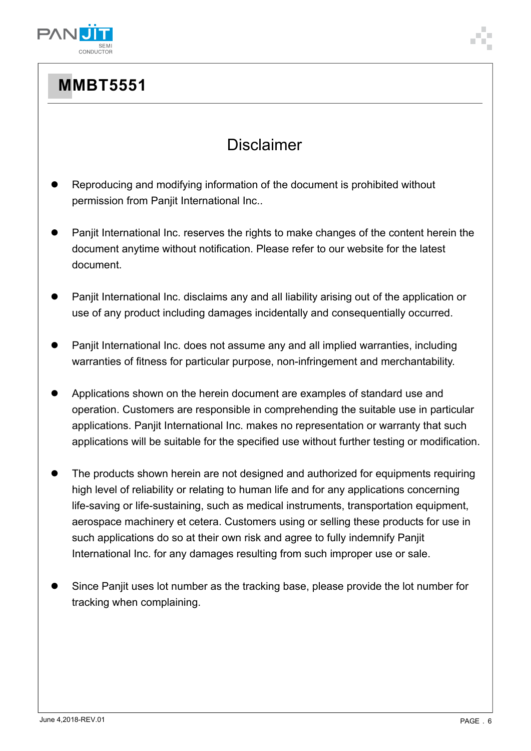# MMBT5551

## Disclaimer

- Reproducing and modifying information of the document is prohibited without permission from Panjit International Inc..

- Panjit International Inc. reserves the rights to make changes of the content herein the document anytime without notification. Please refer to our website for the latest document.

- Panjit International Inc. disclaims any and all liability arising out of the application or use of any product including damages incidentally and consequentially occurred.

- Panjit International Inc. does not assume any and all implied warranties, including warranties of fitness for particular purpose, non-infringement and merchantability.

- Applications shown on the herein document are examples of standard use and operation. Customers are responsible in comprehending the suitable use in particular applications. Panjit International Inc. makes no representation or warranty that such applications will be suitable for the specified use without further testing or modification.

- The products shown herein are not designed and authorized for equipments requiring high level of reliability or relating to human life and for any applications concerning life-saving or life-sustaining, such as medical instruments, transportation equipment, aerospace machinery et cetera. Customers using or selling these products for use in such applications do so at their own risk and agree to fully indemnify Panjit International Inc. for any damages resulting from such improper use or sale.

- Since Panjit uses lot number as the tracking base, please provide the lot number for tracking when complaining.

June 4,2018-REV.01